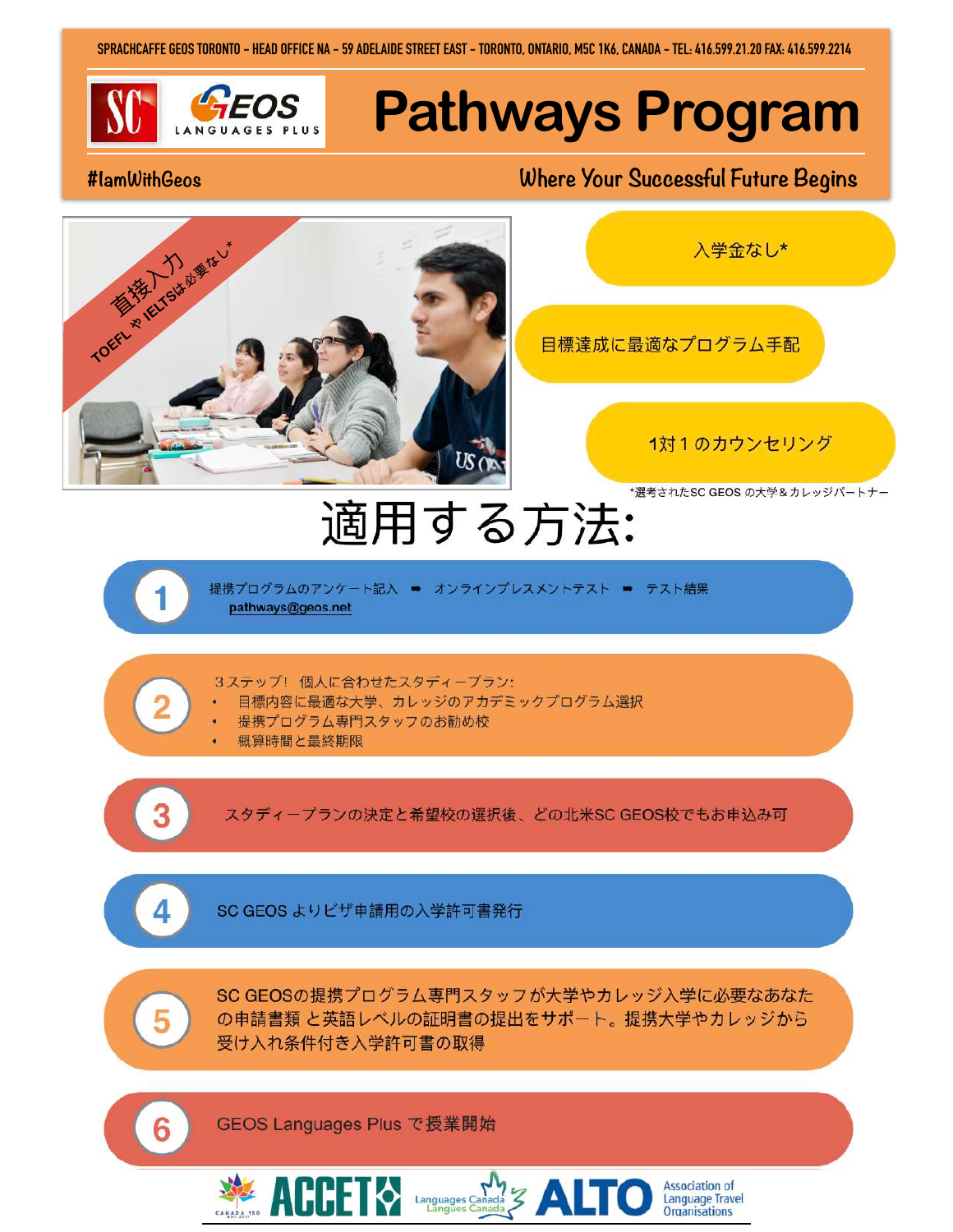SPRACHCAFFE GEOS TORONTO - HEAD OFFICE NA - 59 ADELAIDE STREET EAST - TORONTO, ONTARIO, M5C 1K6, CANADA - TEL: 416.599.21.20 FAX: 416.599.2214

SC GEOS LANGUAGES PLUS

# Pathways Program

#IamWithGeos

Where Your Successful Future Begins

直接入力

TOEFL や IELTSは必要なし*

入学金なし*

目標達成に最適なプログラム手配

1対１のカウンセリング

*選考されたSC GEOS の大学＆カレッジパートナー

## 適用する方法:

1. 提携プログラムのアンケート記入 ➡ オンラインプレスメントテスト ➡ テスト結果
   pathways@geos.net

2. 3ステップ! 個人に合わせたスタディープラン:
   - 目標内容に最適な大学、カレッジのアカデミックプログラム選択
   - 提携プログラム専門スタッフのお勧め校
   - 概算時間と最終期限

3. スタディープランの決定と希望校の選択後、どの北米SC GEOS校でもお申込み可

4. SC GEOS よりビザ申請用の入学許可書発行

5. SC GEOSの提携プログラム専門スタッフが大学やカレッジ入学に必要なあなたの申請書類 と英語レベルの証明書の提出をサポート。提携大学やカレッジから受け入れ条件付き入学許可書の取得

6. GEOS Languages Plus で授業開始

ACCET　Languages Canada / Langues Canada　ALTO Association of Language Travel Organisations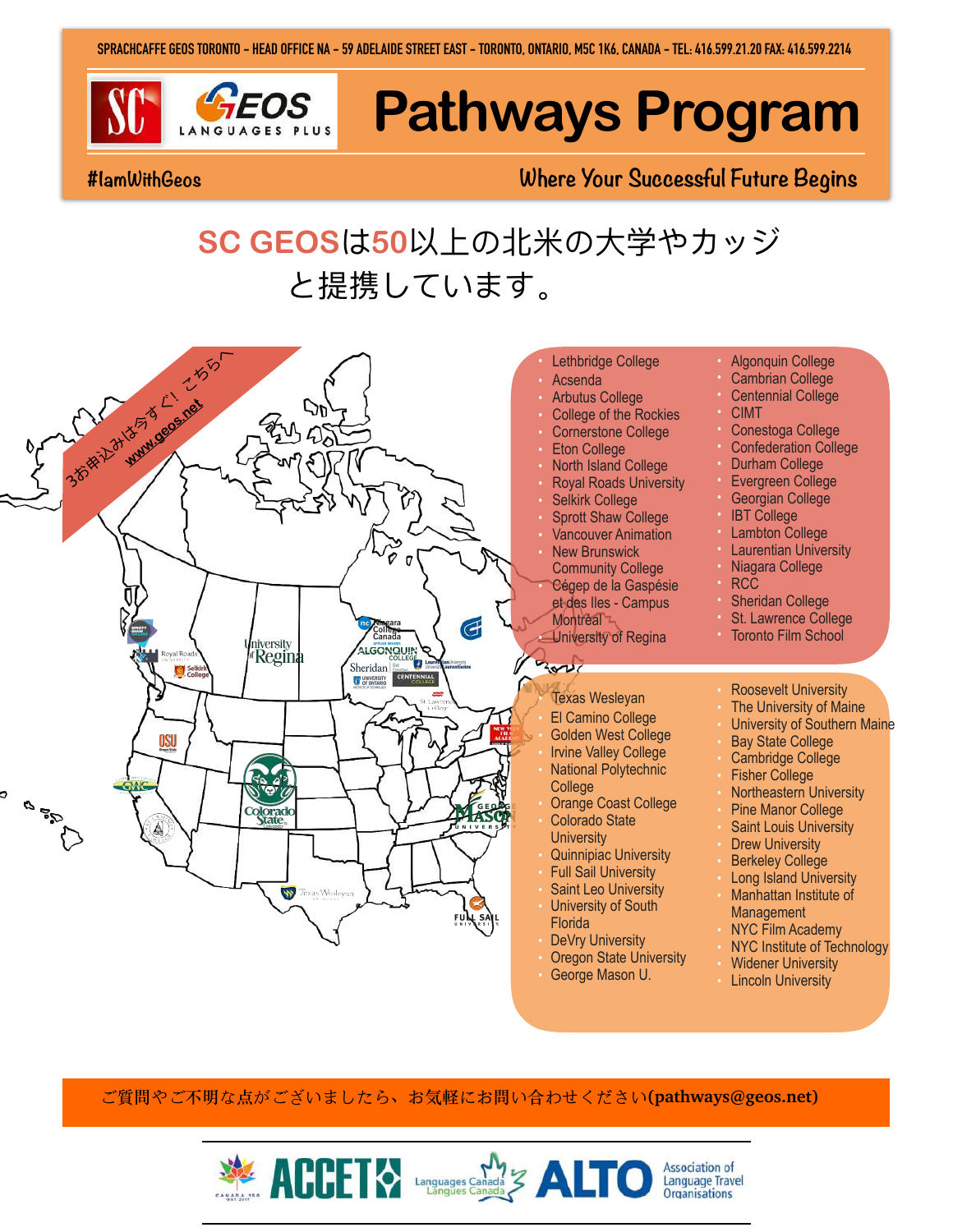SPRACHCAFFE GEOS TORONTO – HEAD OFFICE NA – 59 ADELAIDE STREET EAST – TORONTO, ONTARIO, M5C 1K6, CANADA – TEL: 416.599.21.20 FAX: 416.599.2214

# Pathways Program

#IamWithGeos

Where Your Successful Future Begins

## SC GEOSは50以上の北米の大学やカッジと提携しています。

3お申込みは今すぐ！こちらへ www.geos.net

- Lethbridge College
- Acsenda
- Arbutus College
- College of the Rockies
- Cornerstone College
- Eton College
- North Island College
- Royal Roads University
- Selkirk College
- Sprott Shaw College
- Vancouver Animation
- New Brunswick Community College
- Cégep de la Gaspésie et des Iles - Campus Montréal
- University of Regina
- Algonquin College
- Cambrian College
- Centennial College
- CIMT
- Conestoga College
- Confederation College
- Durham College
- Evergreen College
- Georgian College
- IBT College
- Lambton College
- Laurentian University
- Niagara College
- RCC
- Sheridan College
- St. Lawrence College
- Toronto Film School

- Texas Wesleyan
- El Camino College
- Golden West College
- Irvine Valley College
- National Polytechnic College
- Orange Coast College
- Colorado State University
- Quinnipiac University
- Full Sail University
- Saint Leo University
- University of South Florida
- DeVry University
- Oregon State University
- George Mason U.
- Roosevelt University
- The University of Maine
- University of Southern Maine
- Bay State College
- Cambridge College
- Fisher College
- Northeastern University
- Pine Manor College
- Saint Louis University
- Drew University
- Berkeley College
- Long Island University
- Manhattan Institute of Management
- NYC Film Academy
- NYC Institute of Technology
- Widener University
- Lincoln University

ご質問やご不明な点がございましたら、お気軽にお問い合わせください(**pathways@geos.net**)

ACCET Languages Canada / Langues Canada ALTO Association of Language Travel Organisations